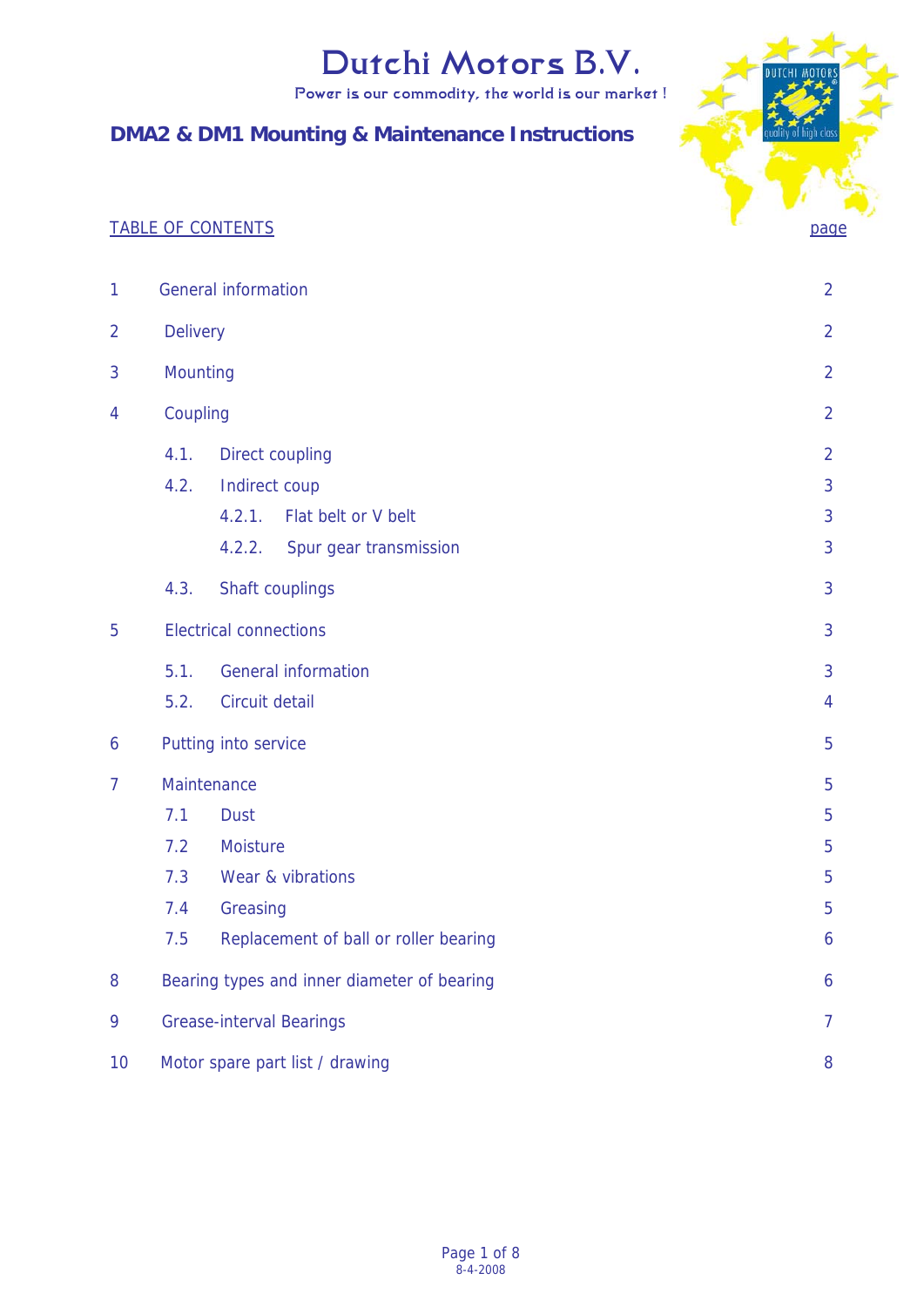# Dutchi Motors B.V.

Power is our commodity, the world is our market !

## DMA2 & DM1 Mounting & Maintenance Instructions

TABLE OF CONTENTS — page

| | | |
|---|---|---|
| 1 | General information | 2 |
| 2 | Delivery | 2 |
| 3 | Mounting | 2 |
| 4 | Coupling | 2 |
| | 4.1. Direct coupling | 2 |
| | 4.2. Indirect coup | 3 |
| | 4.2.1. Flat belt or V belt | 3 |
| | 4.2.2. Spur gear transmission | 3 |
| | 4.3. Shaft couplings | 3 |
| 5 | Electrical connections | 3 |
| | 5.1. General information | 3 |
| | 5.2. Circuit detail | 4 |
| 6 | Putting into service | 5 |
| 7 | Maintenance | 5 |
| | 7.1 Dust | 5 |
| | 7.2 Moisture | 5 |
| | 7.3 Wear & vibrations | 5 |
| | 7.4 Greasing | 5 |
| | 7.5 Replacement of ball or roller bearing | 6 |
| 8 | Bearing types and inner diameter of bearing | 6 |
| 9 | Grease-interval Bearings | 7 |
| 10 | Motor spare part list / drawing | 8 |

8-4-2008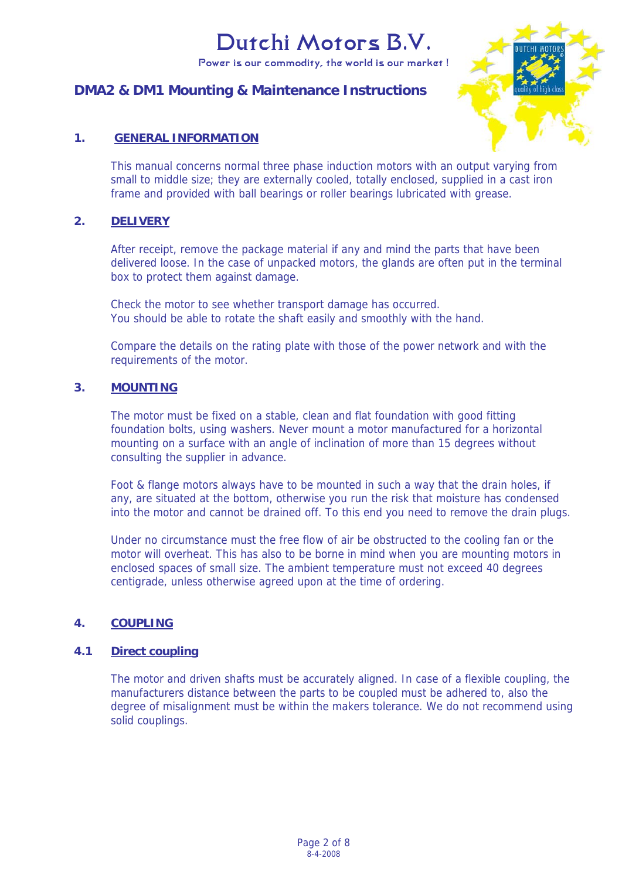# Dutchi Motors B.V.

Power is our commodity, the world is our market !

## DMA2 & DM1 Mounting & Maintenance Instructions

### 1. GENERAL INFORMATION

This manual concerns normal three phase induction motors with an output varying from small to middle size; they are externally cooled, totally enclosed, supplied in a cast iron frame and provided with ball bearings or roller bearings lubricated with grease.

### 2. DELIVERY

After receipt, remove the package material if any and mind the parts that have been delivered loose. In the case of unpacked motors, the glands are often put in the terminal box to protect them against damage.

Check the motor to see whether transport damage has occurred.
You should be able to rotate the shaft easily and smoothly with the hand.

Compare the details on the rating plate with those of the power network and with the requirements of the motor.

### 3. MOUNTING

The motor must be fixed on a stable, clean and flat foundation with good fitting foundation bolts, using washers. Never mount a motor manufactured for a horizontal mounting on a surface with an angle of inclination of more than 15 degrees without consulting the supplier in advance.

Foot & flange motors always have to be mounted in such a way that the drain holes, if any, are situated at the bottom, otherwise you run the risk that moisture has condensed into the motor and cannot be drained off. To this end you need to remove the drain plugs.

Under no circumstance must the free flow of air be obstructed to the cooling fan or the motor will overheat. This has also to be borne in mind when you are mounting motors in enclosed spaces of small size. The ambient temperature must not exceed 40 degrees centigrade, unless otherwise agreed upon at the time of ordering.

### 4. COUPLING

#### 4.1 Direct coupling

The motor and driven shafts must be accurately aligned. In case of a flexible coupling, the manufacturers distance between the parts to be coupled must be adhered to, also the degree of misalignment must be within the makers tolerance. We do not recommend using solid couplings.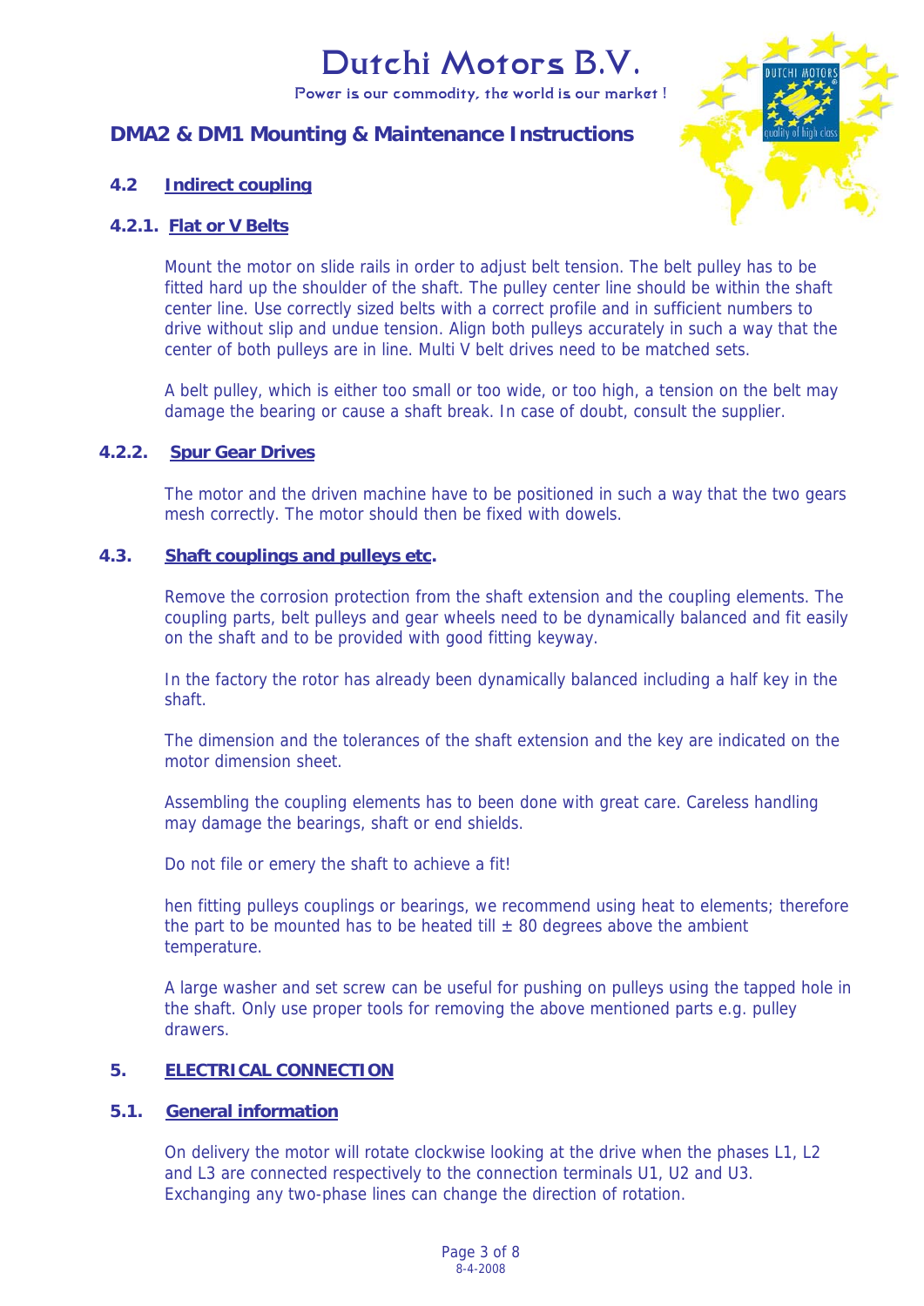# Dutchi Motors B.V.

Power is our commodity, the world is our market !

## DMA2 & DM1 Mounting & Maintenance Instructions

### 4.2 Indirect coupling

#### 4.2.1. Flat or V Belts

Mount the motor on slide rails in order to adjust belt tension. The belt pulley has to be fitted hard up the shoulder of the shaft. The pulley center line should be within the shaft center line. Use correctly sized belts with a correct profile and in sufficient numbers to drive without slip and undue tension. Align both pulleys accurately in such a way that the center of both pulleys are in line. Multi V belt drives need to be matched sets.

A belt pulley, which is either too small or too wide, or too high, a tension on the belt may damage the bearing or cause a shaft break. In case of doubt, consult the supplier.

#### 4.2.2. Spur Gear Drives

The motor and the driven machine have to be positioned in such a way that the two gears mesh correctly. The motor should then be fixed with dowels.

### 4.3. Shaft couplings and pulleys etc.

Remove the corrosion protection from the shaft extension and the coupling elements. The coupling parts, belt pulleys and gear wheels need to be dynamically balanced and fit easily on the shaft and to be provided with good fitting keyway.

In the factory the rotor has already been dynamically balanced including a half key in the shaft.

The dimension and the tolerances of the shaft extension and the key are indicated on the motor dimension sheet.

Assembling the coupling elements has to been done with great care. Careless handling may damage the bearings, shaft or end shields.

Do not file or emery the shaft to achieve a fit!

hen fitting pulleys couplings or bearings, we recommend using heat to elements; therefore the part to be mounted has to be heated till ± 80 degrees above the ambient temperature.

A large washer and set screw can be useful for pushing on pulleys using the tapped hole in the shaft. Only use proper tools for removing the above mentioned parts e.g. pulley drawers.

## 5. ELECTRICAL CONNECTION

### 5.1. General information

On delivery the motor will rotate clockwise looking at the drive when the phases L1, L2 and L3 are connected respectively to the connection terminals U1, U2 and U3. Exchanging any two-phase lines can change the direction of rotation.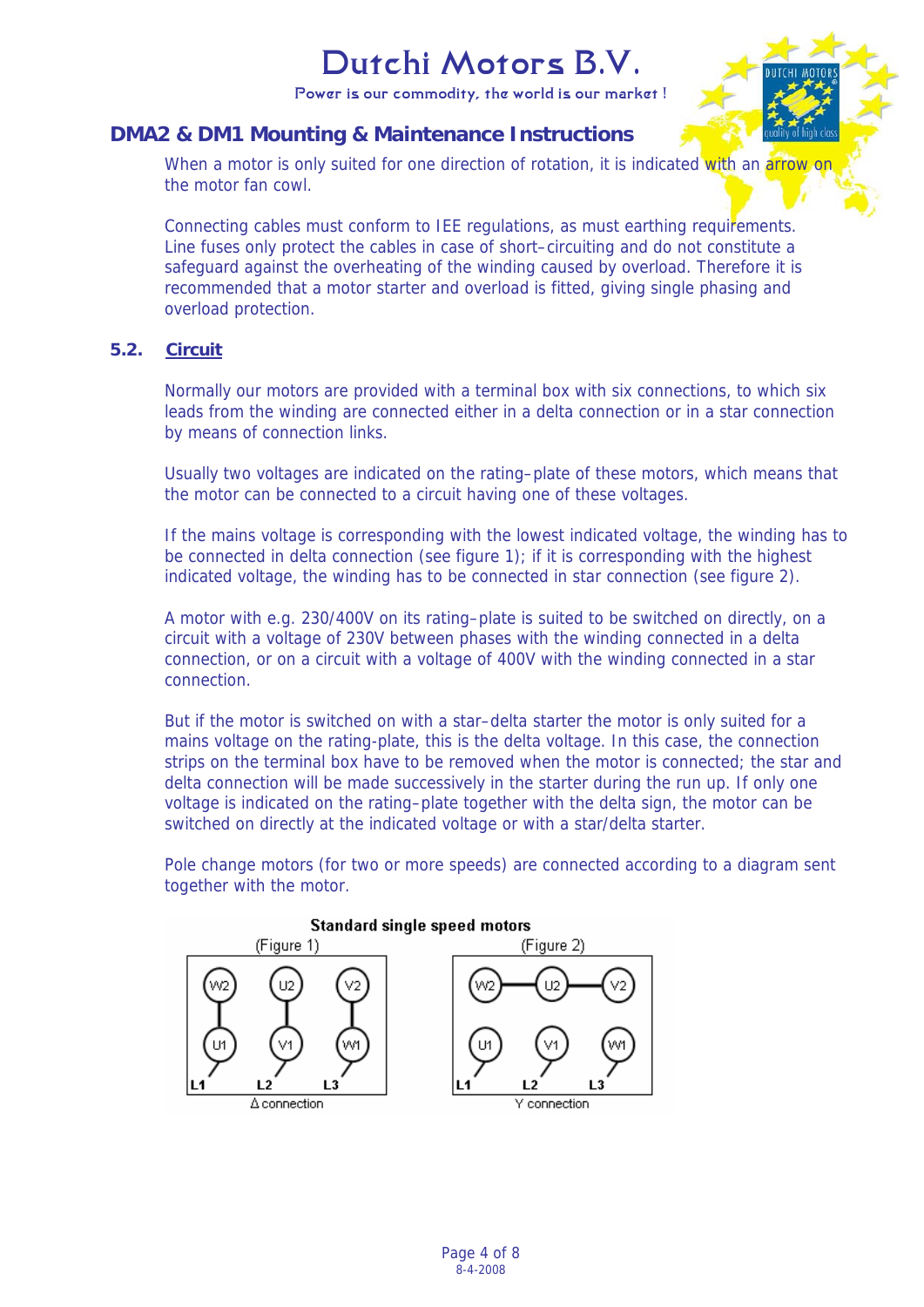# Dutchi Motors B.V.

Power is our commodity, the world is our market !

## DMA2 & DM1 Mounting & Maintenance Instructions

When a motor is only suited for one direction of rotation, it is indicated with an arrow on the motor fan cowl.

Connecting cables must conform to IEE regulations, as must earthing requirements. Line fuses only protect the cables in case of short–circuiting and do not constitute a safeguard against the overheating of the winding caused by overload. Therefore it is recommended that a motor starter and overload is fitted, giving single phasing and overload protection.

### 5.2. Circuit

Normally our motors are provided with a terminal box with six connections, to which six leads from the winding are connected either in a delta connection or in a star connection by means of connection links.

Usually two voltages are indicated on the rating–plate of these motors, which means that the motor can be connected to a circuit having one of these voltages.

If the mains voltage is corresponding with the lowest indicated voltage, the winding has to be connected in delta connection (see figure 1); if it is corresponding with the highest indicated voltage, the winding has to be connected in star connection (see figure 2).

A motor with e.g. 230/400V on its rating–plate is suited to be switched on directly, on a circuit with a voltage of 230V between phases with the winding connected in a delta connection, or on a circuit with a voltage of 400V with the winding connected in a star connection.

But if the motor is switched on with a star–delta starter the motor is only suited for a mains voltage on the rating-plate, this is the delta voltage. In this case, the connection strips on the terminal box have to be removed when the motor is connected; the star and delta connection will be made successively in the starter during the run up. If only one voltage is indicated on the rating–plate together with the delta sign, the motor can be switched on directly at the indicated voltage or with a star/delta starter.

Pole change motors (for two or more speeds) are connected according to a diagram sent together with the motor.

**Standard single speed motors**

(Figure 1)

W2 U2 V2
U1 V1 W1
L1 L2 L3

Δ connection

(Figure 2)

W2 U2 V2
U1 V1 W1
L1 L2 L3

Y connection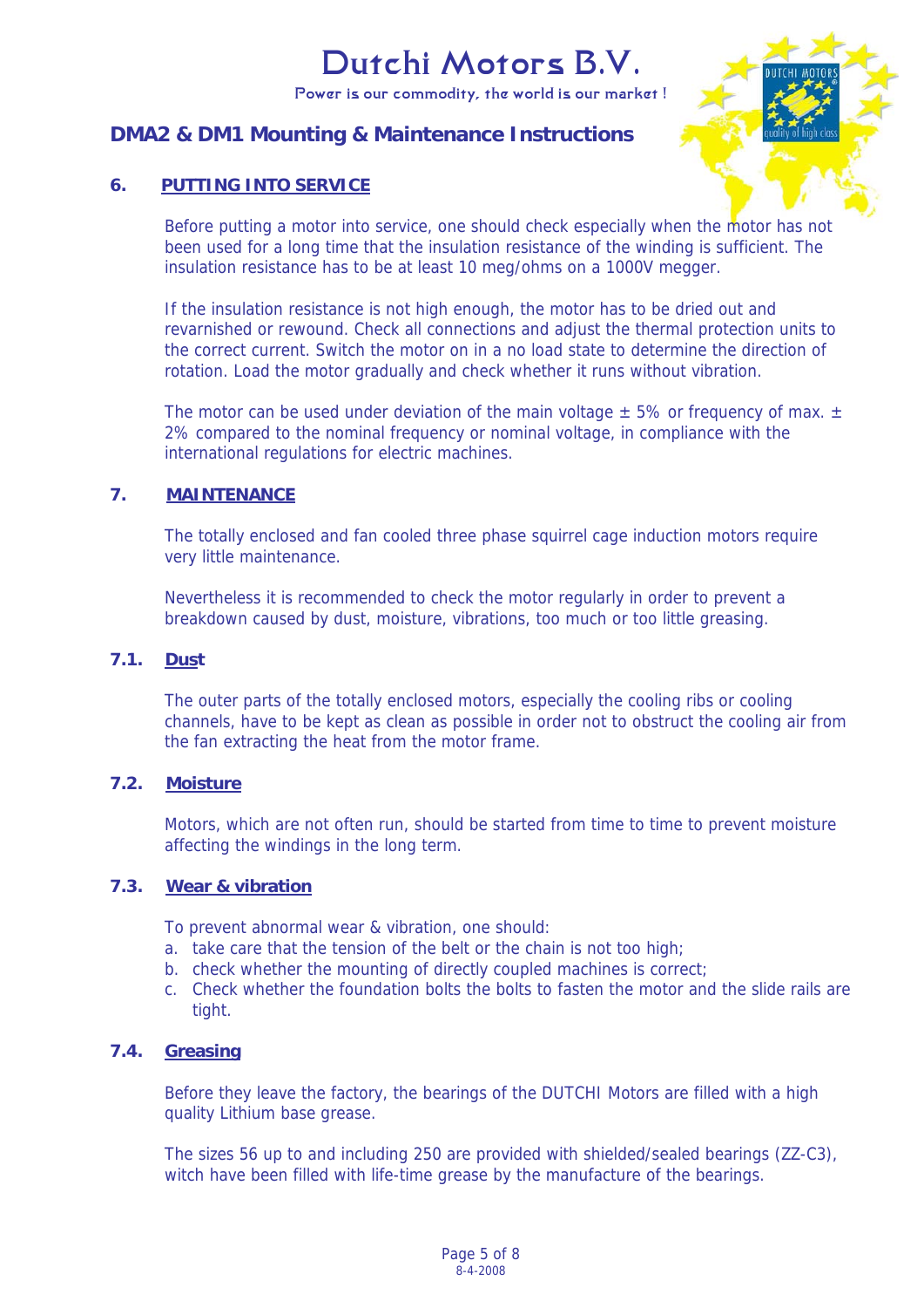## 6. PUTTING INTO SERVICE

Before putting a motor into service, one should check especially when the motor has not been used for a long time that the insulation resistance of the winding is sufficient. The insulation resistance has to be at least 10 meg/ohms on a 1000V megger.

If the insulation resistance is not high enough, the motor has to be dried out and revarnished or rewound. Check all connections and adjust the thermal protection units to the correct current. Switch the motor on in a no load state to determine the direction of rotation. Load the motor gradually and check whether it runs without vibration.

The motor can be used under deviation of the main voltage ± 5% or frequency of max. ± 2% compared to the nominal frequency or nominal voltage, in compliance with the international regulations for electric machines.

## 7. MAINTENANCE

The totally enclosed and fan cooled three phase squirrel cage induction motors require very little maintenance.

Nevertheless it is recommended to check the motor regularly in order to prevent a breakdown caused by dust, moisture, vibrations, too much or too little greasing.

### 7.1. Dust

The outer parts of the totally enclosed motors, especially the cooling ribs or cooling channels, have to be kept as clean as possible in order not to obstruct the cooling air from the fan extracting the heat from the motor frame.

### 7.2. Moisture

Motors, which are not often run, should be started from time to time to prevent moisture affecting the windings in the long term.

### 7.3. Wear & vibration

To prevent abnormal wear & vibration, one should:

a. take care that the tension of the belt or the chain is not too high;
b. check whether the mounting of directly coupled machines is correct;
c. Check whether the foundation bolts the bolts to fasten the motor and the slide rails are tight.

### 7.4. Greasing

Before they leave the factory, the bearings of the DUTCHI Motors are filled with a high quality Lithium base grease.

The sizes 56 up to and including 250 are provided with shielded/sealed bearings (ZZ-C3), witch have been filled with life-time grease by the manufacture of the bearings.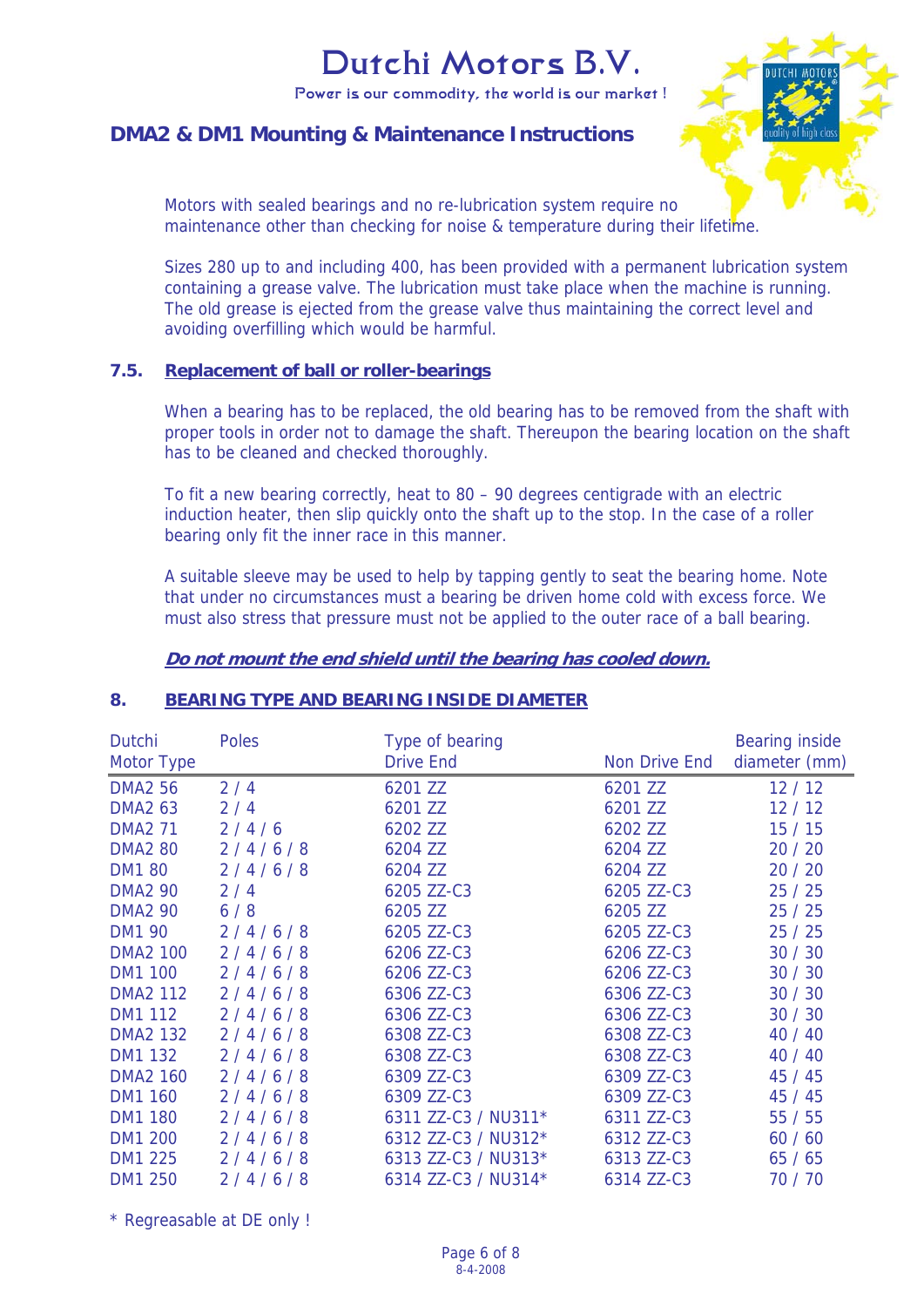Motors with sealed bearings and no re-lubrication system require no maintenance other than checking for noise & temperature during their lifetime.

Sizes 280 up to and including 400, has been provided with a permanent lubrication system containing a grease valve. The lubrication must take place when the machine is running. The old grease is ejected from the grease valve thus maintaining the correct level and avoiding overfilling which would be harmful.

### 7.5. Replacement of ball or roller-bearings

When a bearing has to be replaced, the old bearing has to be removed from the shaft with proper tools in order not to damage the shaft. Thereupon the bearing location on the shaft has to be cleaned and checked thoroughly.

To fit a new bearing correctly, heat to 80 – 90 degrees centigrade with an electric induction heater, then slip quickly onto the shaft up to the stop. In the case of a roller bearing only fit the inner race in this manner.

A suitable sleeve may be used to help by tapping gently to seat the bearing home. Note that under no circumstances must a bearing be driven home cold with excess force. We must also stress that pressure must not be applied to the outer race of a ball bearing.

***Do not mount the end shield until the bearing has cooled down.***

## 8. BEARING TYPE AND BEARING INSIDE DIAMETER

| Dutchi Motor Type | Poles | Type of bearing Drive End | Non Drive End | Bearing inside diameter (mm) |
|---|---|---|---|---|
| DMA2 56 | 2 / 4 | 6201 ZZ | 6201 ZZ | 12 / 12 |
| DMA2 63 | 2 / 4 | 6201 ZZ | 6201 ZZ | 12 / 12 |
| DMA2 71 | 2 / 4 / 6 | 6202 ZZ | 6202 ZZ | 15 / 15 |
| DMA2 80 | 2 / 4 / 6 / 8 | 6204 ZZ | 6204 ZZ | 20 / 20 |
| DM1 80 | 2 / 4 / 6 / 8 | 6204 ZZ | 6204 ZZ | 20 / 20 |
| DMA2 90 | 2 / 4 | 6205 ZZ-C3 | 6205 ZZ-C3 | 25 / 25 |
| DMA2 90 | 6 / 8 | 6205 ZZ | 6205 ZZ | 25 / 25 |
| DM1 90 | 2 / 4 / 6 / 8 | 6205 ZZ-C3 | 6205 ZZ-C3 | 25 / 25 |
| DMA2 100 | 2 / 4 / 6 / 8 | 6206 ZZ-C3 | 6206 ZZ-C3 | 30 / 30 |
| DM1 100 | 2 / 4 / 6 / 8 | 6206 ZZ-C3 | 6206 ZZ-C3 | 30 / 30 |
| DMA2 112 | 2 / 4 / 6 / 8 | 6306 ZZ-C3 | 6306 ZZ-C3 | 30 / 30 |
| DM1 112 | 2 / 4 / 6 / 8 | 6306 ZZ-C3 | 6306 ZZ-C3 | 30 / 30 |
| DMA2 132 | 2 / 4 / 6 / 8 | 6308 ZZ-C3 | 6308 ZZ-C3 | 40 / 40 |
| DM1 132 | 2 / 4 / 6 / 8 | 6308 ZZ-C3 | 6308 ZZ-C3 | 40 / 40 |
| DMA2 160 | 2 / 4 / 6 / 8 | 6309 ZZ-C3 | 6309 ZZ-C3 | 45 / 45 |
| DM1 160 | 2 / 4 / 6 / 8 | 6309 ZZ-C3 | 6309 ZZ-C3 | 45 / 45 |
| DM1 180 | 2 / 4 / 6 / 8 | 6311 ZZ-C3 / NU311* | 6311 ZZ-C3 | 55 / 55 |
| DM1 200 | 2 / 4 / 6 / 8 | 6312 ZZ-C3 / NU312* | 6312 ZZ-C3 | 60 / 60 |
| DM1 225 | 2 / 4 / 6 / 8 | 6313 ZZ-C3 / NU313* | 6313 ZZ-C3 | 65 / 65 |
| DM1 250 | 2 / 4 / 6 / 8 | 6314 ZZ-C3 / NU314* | 6314 ZZ-C3 | 70 / 70 |

* Regreasable at DE only !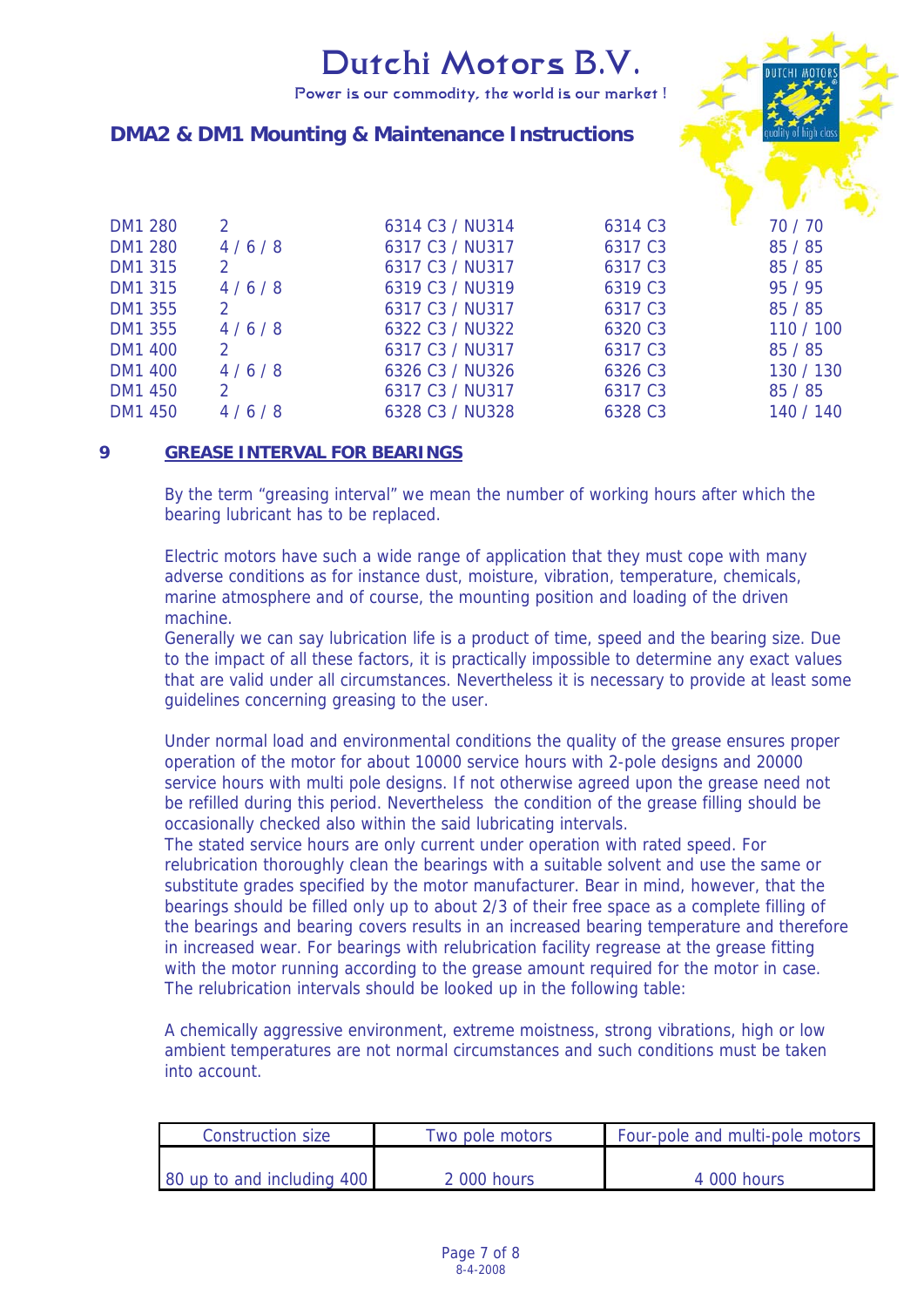| | | | | |
|---|---|---|---|---|
| DM1 280 | 2 | 6314 C3 / NU314 | 6314 C3 | 70 / 70 |
| DM1 280 | 4 / 6 / 8 | 6317 C3 / NU317 | 6317 C3 | 85 / 85 |
| DM1 315 | 2 | 6317 C3 / NU317 | 6317 C3 | 85 / 85 |
| DM1 315 | 4 / 6 / 8 | 6319 C3 / NU319 | 6319 C3 | 95 / 95 |
| DM1 355 | 2 | 6317 C3 / NU317 | 6317 C3 | 85 / 85 |
| DM1 355 | 4 / 6 / 8 | 6322 C3 / NU322 | 6320 C3 | 110 / 100 |
| DM1 400 | 2 | 6317 C3 / NU317 | 6317 C3 | 85 / 85 |
| DM1 400 | 4 / 6 / 8 | 6326 C3 / NU326 | 6326 C3 | 130 / 130 |
| DM1 450 | 2 | 6317 C3 / NU317 | 6317 C3 | 85 / 85 |
| DM1 450 | 4 / 6 / 8 | 6328 C3 / NU328 | 6328 C3 | 140 / 140 |

## 9 GREASE INTERVAL FOR BEARINGS

By the term “greasing interval” we mean the number of working hours after which the bearing lubricant has to be replaced.

Electric motors have such a wide range of application that they must cope with many adverse conditions as for instance dust, moisture, vibration, temperature, chemicals, marine atmosphere and of course, the mounting position and loading of the driven machine.
Generally we can say lubrication life is a product of time, speed and the bearing size. Due to the impact of all these factors, it is practically impossible to determine any exact values that are valid under all circumstances. Nevertheless it is necessary to provide at least some guidelines concerning greasing to the user.

Under normal load and environmental conditions the quality of the grease ensures proper operation of the motor for about 10000 service hours with 2-pole designs and 20000 service hours with multi pole designs. If not otherwise agreed upon the grease need not be refilled during this period. Nevertheless the condition of the grease filling should be occasionally checked also within the said lubricating intervals.
The stated service hours are only current under operation with rated speed. For relubrication thoroughly clean the bearings with a suitable solvent and use the same or substitute grades specified by the motor manufacturer. Bear in mind, however, that the bearings should be filled only up to about 2/3 of their free space as a complete filling of the bearings and bearing covers results in an increased bearing temperature and therefore in increased wear. For bearings with relubrication facility regrease at the grease fitting with the motor running according to the grease amount required for the motor in case.
The relubrication intervals should be looked up in the following table:

A chemically aggressive environment, extreme moistness, strong vibrations, high or low ambient temperatures are not normal circumstances and such conditions must be taken into account.

| Construction size | Two pole motors | Four-pole and multi-pole motors |
|---|---|---|
| 80 up to and including 400 | 2 000 hours | 4 000 hours |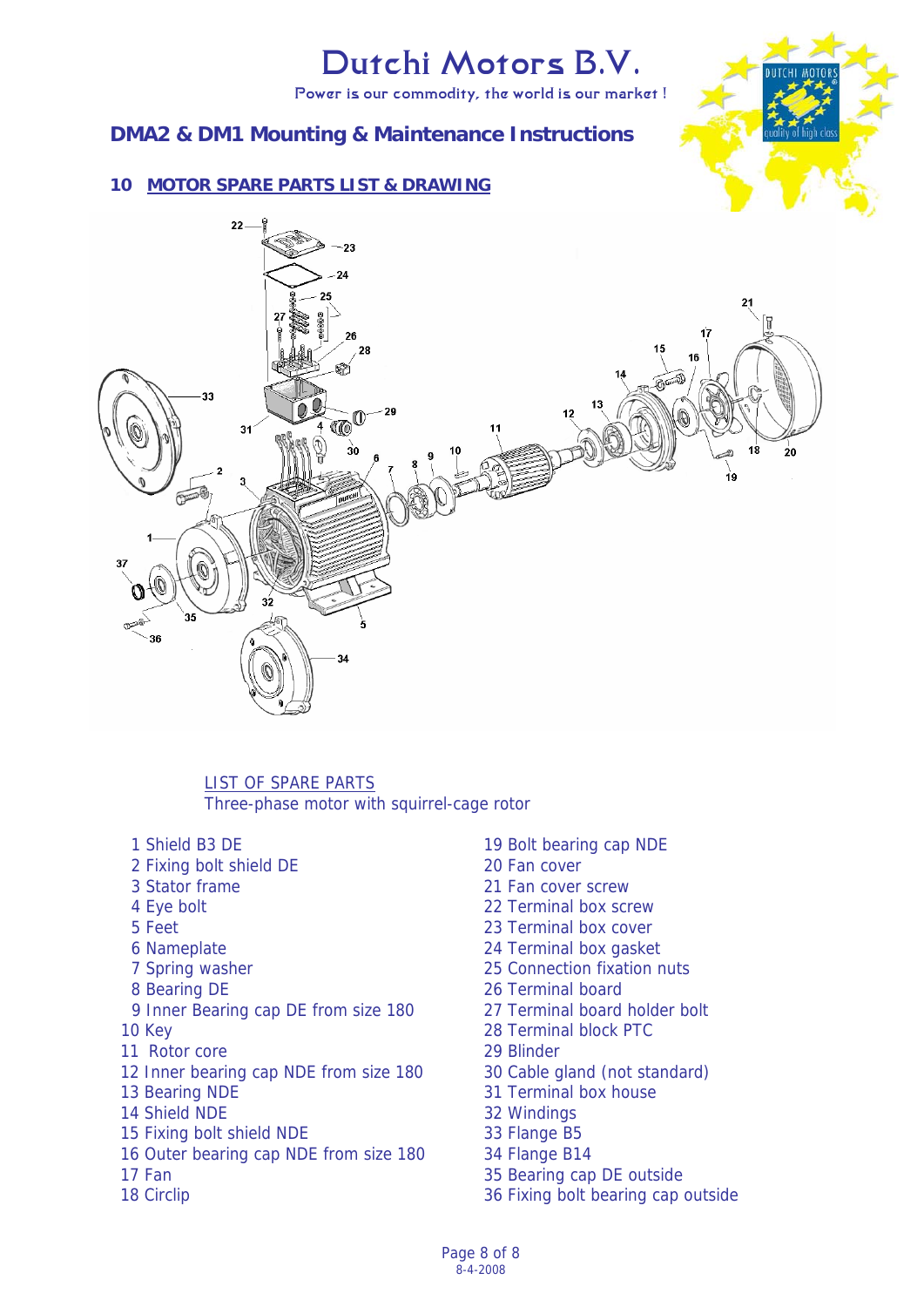## 10 MOTOR SPARE PARTS LIST & DRAWING

LIST OF SPARE PARTS

Three-phase motor with squirrel-cage rotor

1 Shield B3 DE
2 Fixing bolt shield DE
3 Stator frame
4 Eye bolt
5 Feet
6 Nameplate
7 Spring washer
8 Bearing DE
9 Inner Bearing cap DE from size 180
10 Key
11 Rotor core
12 Inner bearing cap NDE from size 180
13 Bearing NDE
14 Shield NDE
15 Fixing bolt shield NDE
16 Outer bearing cap NDE from size 180
17 Fan
18 Circlip
19 Bolt bearing cap NDE
20 Fan cover
21 Fan cover screw
22 Terminal box screw
23 Terminal box cover
24 Terminal box gasket
25 Connection fixation nuts
26 Terminal board
27 Terminal board holder bolt
28 Terminal block PTC
29 Blinder
30 Cable gland (not standard)
31 Terminal box house
32 Windings
33 Flange B5
34 Flange B14
35 Bearing cap DE outside
36 Fixing bolt bearing cap outside